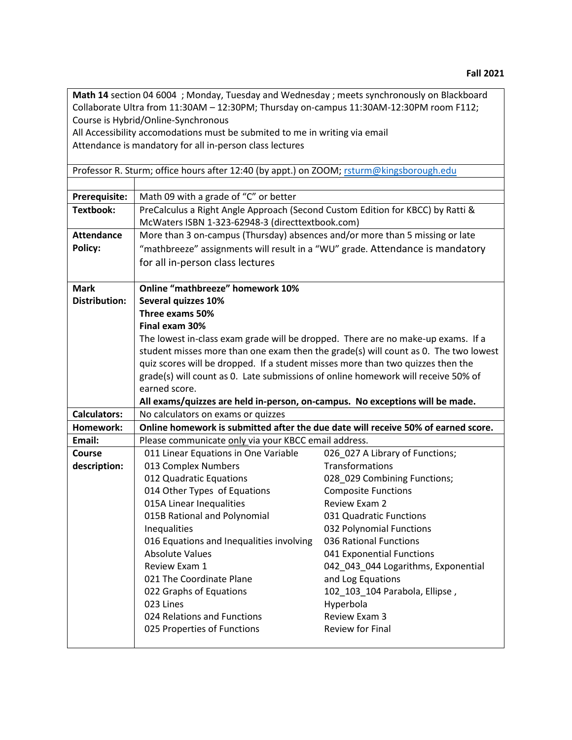**Fall 2021**

**Math 14** section 04 6004 ; Monday, Tuesday and Wednesday ; meets synchronously on Blackboard Collaborate Ultra from 11:30AM – 12:30PM; Thursday on-campus 11:30AM-12:30PM room F112; Course is Hybrid/Online-Synchronous
All Accessibility accomodations must be submited to me in writing via email
Attendance is mandatory for all in-person class lectures

Professor R. Sturm; office hours after 12:40 (by appt.) on ZOOM; rsturm@kingsborough.edu

| | |
|---|---|
| **Prerequisite:** | Math 09 with a grade of "C" or better |
| **Textbook:** | PreCalculus a Right Angle Approach (Second Custom Edition for KBCC) by Ratti & McWaters ISBN 1-323-62948-3 (directtextbook.com) |
| **Attendance Policy:** | More than 3 on-campus (Thursday) absences and/or more than 5 missing or late "mathbreeze" assignments will result in a "WU" grade. Attendance is mandatory for all in-person class lectures |
| **Mark Distribution:** | **Online "mathbreeze" homework 10%**<br>**Several quizzes 10%**<br>**Three exams 50%**<br>**Final exam 30%**<br>The lowest in-class exam grade will be dropped. There are no make-up exams. If a student misses more than one exam then the grade(s) will count as 0. The two lowest quiz scores will be dropped. If a student misses more than two quizzes then the grade(s) will count as 0. Late submissions of online homework will receive 50% of earned score.<br>**All exams/quizzes are held in-person, on-campus. No exceptions will be made.** |
| **Calculators:** | No calculators on exams or quizzes |
| **Homework:** | **Online homework is submitted after the due date will receive 50% of earned score.** |
| **Email:** | Please communicate only via your KBCC email address. |
| **Course description:** | 011 Linear Equations in One Variable<br>013 Complex Numbers<br>012 Quadratic Equations<br>014 Other Types of Equations<br>015A Linear Inequalities<br>015B Rational and Polynomial Inequalities<br>016 Equations and Inequalities involving Absolute Values<br>Review Exam 1<br>021 The Coordinate Plane<br>022 Graphs of Equations<br>023 Lines<br>024 Relations and Functions<br>025 Properties of Functions<br>026_027 A Library of Functions; Transformations<br>028_029 Combining Functions; Composite Functions<br>Review Exam 2<br>031 Quadratic Functions<br>032 Polynomial Functions<br>036 Rational Functions<br>041 Exponential Functions<br>042_043_044 Logarithms, Exponential and Log Equations<br>102_103_104 Parabola, Ellipse , Hyperbola<br>Review Exam 3<br>Review for Final |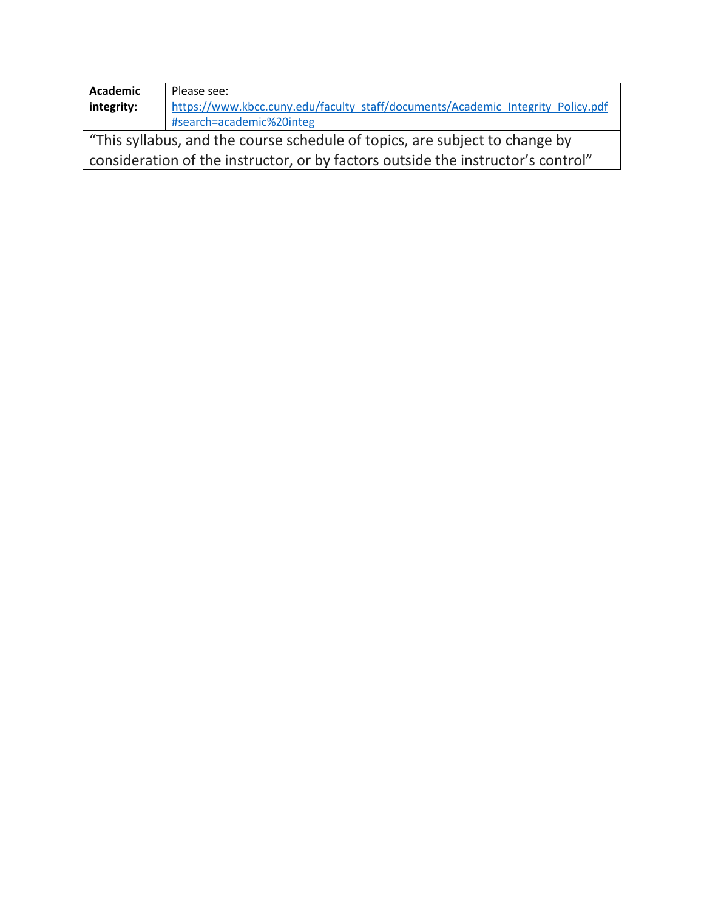| | |
|---|---|
| **Academic integrity:** | Please see: https://www.kbcc.cuny.edu/faculty_staff/documents/Academic_Integrity_Policy.pdf#search=academic%20integ |
| "This syllabus, and the course schedule of topics, are subject to change by consideration of the instructor, or by factors outside the instructor's control" | |